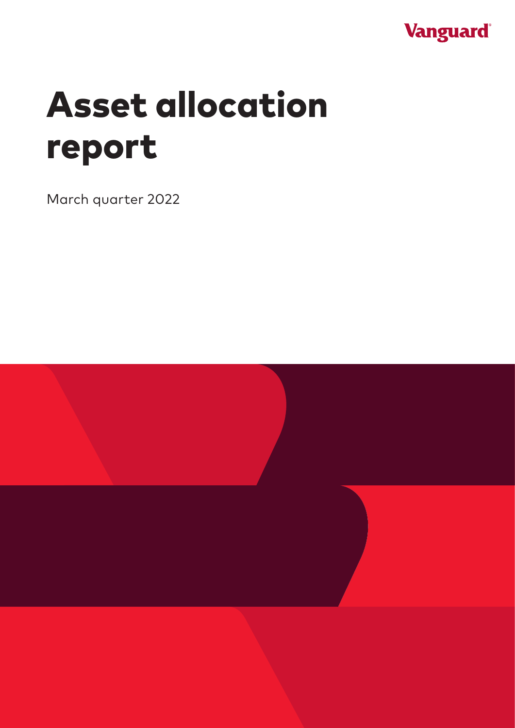Vanguard

# Asset allocation report

March quarter 2022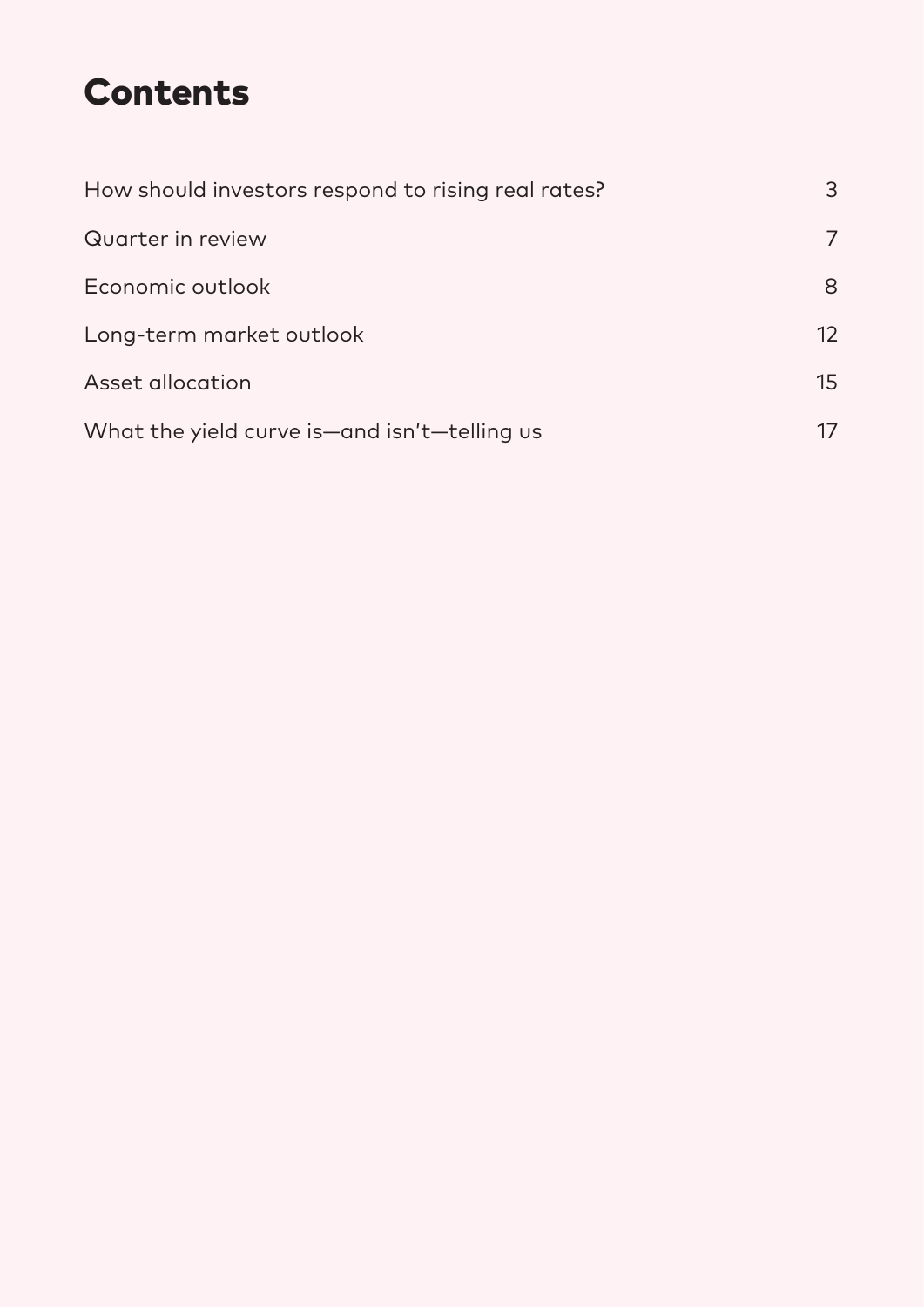# Contents

| | |
|---|---|
| How should investors respond to rising real rates? | 3 |
| Quarter in review | 7 |
| Economic outlook | 8 |
| Long-term market outlook | 12 |
| Asset allocation | 15 |
| What the yield curve is—and isn't—telling us | 17 |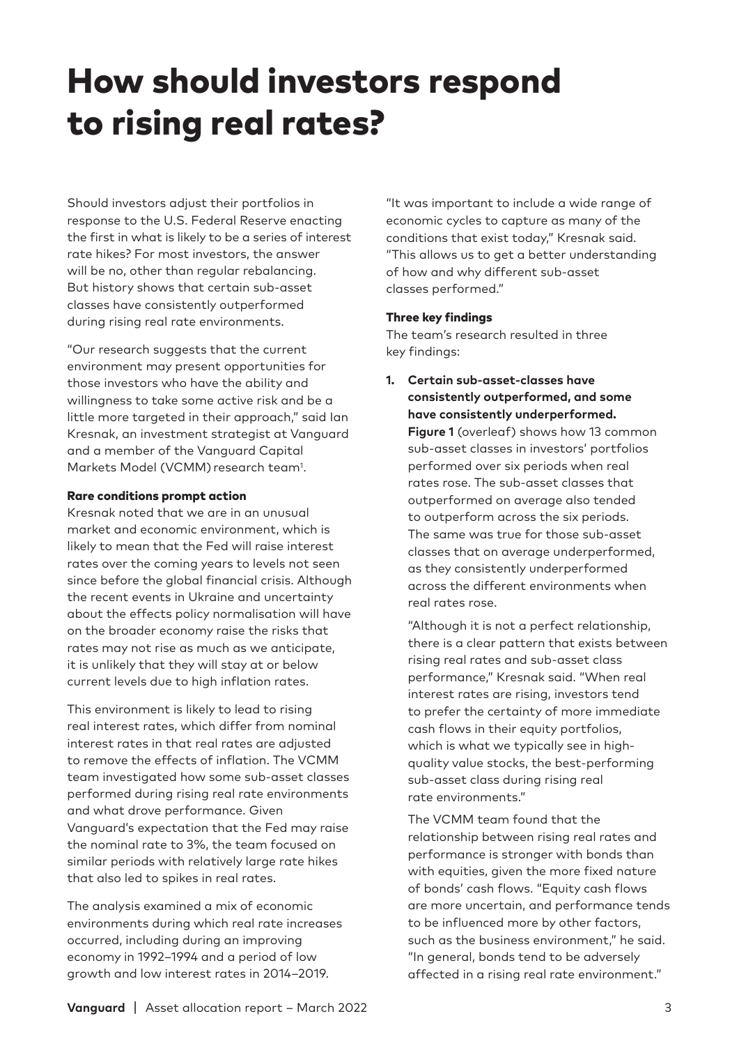# How should investors respond to rising real rates?

Should investors adjust their portfolios in response to the U.S. Federal Reserve enacting the first in what is likely to be a series of interest rate hikes? For most investors, the answer will be no, other than regular rebalancing. But history shows that certain sub-asset classes have consistently outperformed during rising real rate environments.

"Our research suggests that the current environment may present opportunities for those investors who have the ability and willingness to take some active risk and be a little more targeted in their approach," said Ian Kresnak, an investment strategist at Vanguard and a member of the Vanguard Capital Markets Model (VCMM) research team[1].

### Rare conditions prompt action

Kresnak noted that we are in an unusual market and economic environment, which is likely to mean that the Fed will raise interest rates over the coming years to levels not seen since before the global financial crisis. Although the recent events in Ukraine and uncertainty about the effects policy normalisation will have on the broader economy raise the risks that rates may not rise as much as we anticipate, it is unlikely that they will stay at or below current levels due to high inflation rates.

This environment is likely to lead to rising real interest rates, which differ from nominal interest rates in that real rates are adjusted to remove the effects of inflation. The VCMM team investigated how some sub-asset classes performed during rising real rate environments and what drove performance. Given Vanguard's expectation that the Fed may raise the nominal rate to 3%, the team focused on similar periods with relatively large rate hikes that also led to spikes in real rates.

The analysis examined a mix of economic environments during which real rate increases occurred, including during an improving economy in 1992–1994 and a period of low growth and low interest rates in 2014–2019.

"It was important to include a wide range of economic cycles to capture as many of the conditions that exist today," Kresnak said. "This allows us to get a better understanding of how and why different sub-asset classes performed."

### Three key findings

The team's research resulted in three key findings:

1. **Certain sub-asset-classes have consistently outperformed, and some have consistently underperformed.** **Figure 1** (overleaf) shows how 13 common sub-asset classes in investors' portfolios performed over six periods when real rates rose. The sub-asset classes that outperformed on average also tended to outperform across the six periods. The same was true for those sub-asset classes that on average underperformed, as they consistently underperformed across the different environments when real rates rose.

   "Although it is not a perfect relationship, there is a clear pattern that exists between rising real rates and sub-asset class performance," Kresnak said. "When real interest rates are rising, investors tend to prefer the certainty of more immediate cash flows in their equity portfolios, which is what we typically see in high-quality value stocks, the best-performing sub-asset class during rising real rate environments."

   The VCMM team found that the relationship between rising real rates and performance is stronger with bonds than with equities, given the more fixed nature of bonds' cash flows. "Equity cash flows are more uncertain, and performance tends to be influenced more by other factors, such as the business environment," he said. "In general, bonds tend to be adversely affected in a rising real rate environment."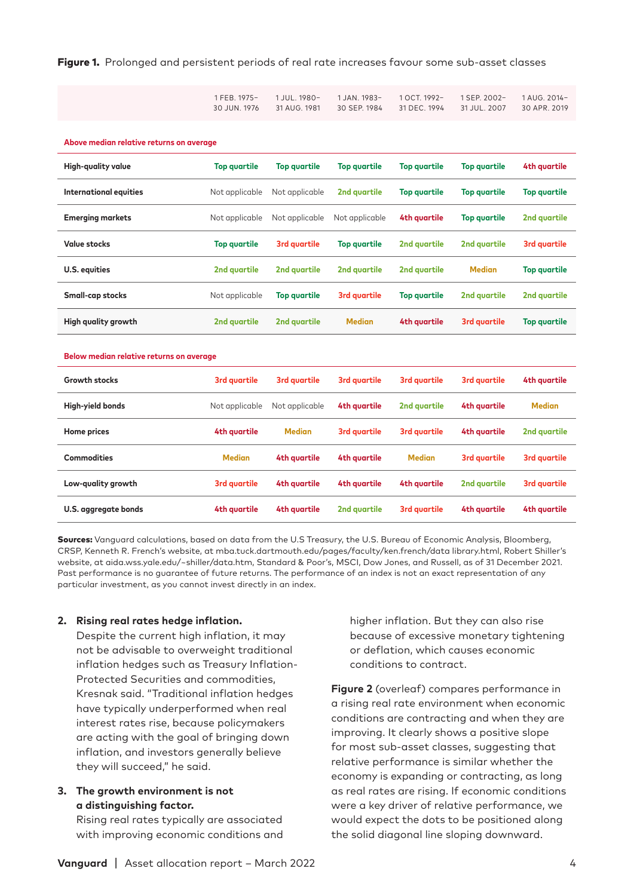**Figure 1.** Prolonged and persistent periods of real rate increases favour some sub-asset classes

| | 1 FEB. 1975– 30 JUN. 1976 | 1 JUL. 1980– 31 AUG. 1981 | 1 JAN. 1983– 30 SEP. 1984 | 1 OCT. 1992– 31 DEC. 1994 | 1 SEP. 2002– 31 JUL. 2007 | 1 AUG. 2014– 30 APR. 2019 |
|---|---|---|---|---|---|---|
| **Above median relative returns on average** | | | | | | |
| **High-quality value** | Top quartile | Top quartile | Top quartile | Top quartile | Top quartile | 4th quartile |
| **International equities** | Not applicable | Not applicable | 2nd quartile | Top quartile | Top quartile | Top quartile |
| **Emerging markets** | Not applicable | Not applicable | Not applicable | 4th quartile | Top quartile | 2nd quartile |
| **Value stocks** | Top quartile | 3rd quartile | Top quartile | 2nd quartile | 2nd quartile | 3rd quartile |
| **U.S. equities** | 2nd quartile | 2nd quartile | 2nd quartile | 2nd quartile | Median | Top quartile |
| **Small-cap stocks** | Not applicable | Top quartile | 3rd quartile | Top quartile | 2nd quartile | 2nd quartile |
| **High quality growth** | 2nd quartile | 2nd quartile | Median | 4th quartile | 3rd quartile | Top quartile |
| **Below median relative returns on average** | | | | | | |
| **Growth stocks** | 3rd quartile | 3rd quartile | 3rd quartile | 3rd quartile | 3rd quartile | 4th quartile |
| **High-yield bonds** | Not applicable | Not applicable | 4th quartile | 2nd quartile | 4th quartile | Median |
| **Home prices** | 4th quartile | Median | 3rd quartile | 3rd quartile | 4th quartile | 2nd quartile |
| **Commodities** | Median | 4th quartile | 4th quartile | Median | 3rd quartile | 3rd quartile |
| **Low-quality growth** | 3rd quartile | 4th quartile | 4th quartile | 4th quartile | 2nd quartile | 3rd quartile |
| **U.S. aggregate bonds** | 4th quartile | 4th quartile | 2nd quartile | 3rd quartile | 4th quartile | 4th quartile |

**Sources:** Vanguard calculations, based on data from the U.S Treasury, the U.S. Bureau of Economic Analysis, Bloomberg, CRSP, Kenneth R. French's website, at mba.tuck.dartmouth.edu/pages/faculty/ken.french/data library.html, Robert Shiller's website, at aida.wss.yale.edu/~shiller/data.htm, Standard & Poor's, MSCI, Dow Jones, and Russell, as of 31 December 2021. Past performance is no guarantee of future returns. The performance of an index is not an exact representation of any particular investment, as you cannot invest directly in an index.

2. **Rising real rates hedge inflation.**
   Despite the current high inflation, it may not be advisable to overweight traditional inflation hedges such as Treasury Inflation-Protected Securities and commodities, Kresnak said. "Traditional inflation hedges have typically underperformed when real interest rates rise, because policymakers are acting with the goal of bringing down inflation, and investors generally believe they will succeed," he said.

3. **The growth environment is not a distinguishing factor.**
   Rising real rates typically are associated with improving economic conditions and higher inflation. But they can also rise because of excessive monetary tightening or deflation, which causes economic conditions to contract.

**Figure 2** (overleaf) compares performance in a rising real rate environment when economic conditions are contracting and when they are improving. It clearly shows a positive slope for most sub-asset classes, suggesting that relative performance is similar whether the economy is expanding or contracting, as long as real rates are rising. If economic conditions were a key driver of relative performance, we would expect the dots to be positioned along the solid diagonal line sloping downward.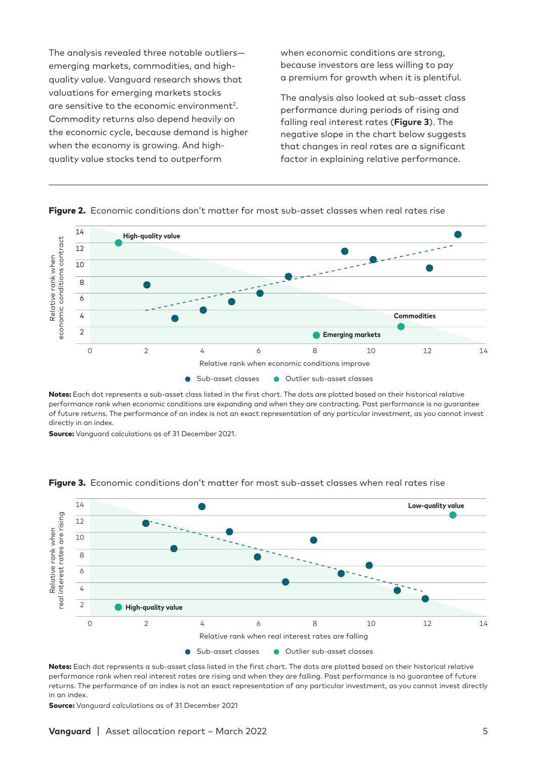The analysis revealed three notable outliers—emerging markets, commodities, and high-quality value. Vanguard research shows that valuations for emerging markets stocks are sensitive to the economic environment[2]. Commodity returns also depend heavily on the economic cycle, because demand is higher when the economy is growing. And high-quality value stocks tend to outperform when economic conditions are strong, because investors are less willing to pay a premium for growth when it is plentiful.

The analysis also looked at sub-asset class performance during periods of rising and falling real interest rates (**Figure 3**). The negative slope in the chart below suggests that changes in real rates are a significant factor in explaining relative performance.

**Figure 2.** Economic conditions don't matter for most sub-asset classes when real rates rise

High-quality value

Commodities

Emerging markets

Relative rank when economic conditions contract

Relative rank when economic conditions improve

Sub-asset classes   Outlier sub-asset classes

**Notes:** Each dot represents a sub-asset class listed in the first chart. The dots are plotted based on their historical relative performance rank when economic conditions are expanding and when they are contracting. Past performance is no guarantee of future returns. The performance of an index is not an exact representation of any particular investment, as you cannot invest directly in an index.

**Source:** Vanguard calculations as of 31 December 2021.

**Figure 3.** Economic conditions don't matter for most sub-asset classes when real rates rise

Low-quality value

High-quality value

Relative rank when real interest rates are rising

Relative rank when real interest rates are falling

Sub-asset classes   Outlier sub-asset classes

**Notes:** Each dot represents a sub-asset class listed in the first chart. The dots are plotted based on their historical relative performance rank when real interest rates are rising and when they are falling. Past performance is no guarantee of future returns. The performance of an index is not an exact representation of any particular investment, as you cannot invest directly in an index.

**Source:** Vanguard calculations as of 31 December 2021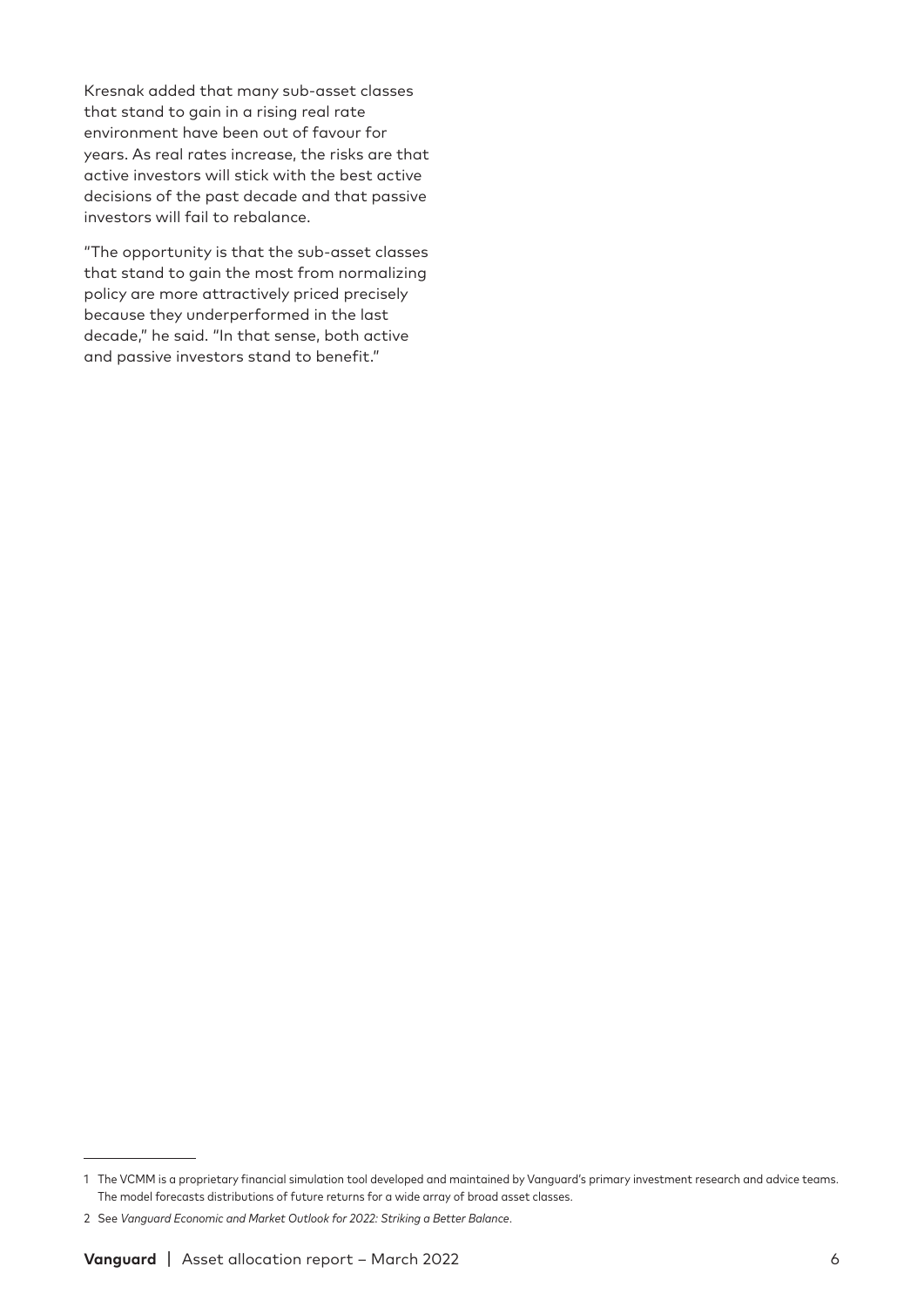Kresnak added that many sub-asset classes that stand to gain in a rising real rate environment have been out of favour for years. As real rates increase, the risks are that active investors will stick with the best active decisions of the past decade and that passive investors will fail to rebalance.

"The opportunity is that the sub-asset classes that stand to gain the most from normalizing policy are more attractively priced precisely because they underperformed in the last decade," he said. "In that sense, both active and passive investors stand to benefit."

---

1 The VCMM is a proprietary financial simulation tool developed and maintained by Vanguard's primary investment research and advice teams. The model forecasts distributions of future returns for a wide array of broad asset classes.

2 See *Vanguard Economic and Market Outlook for 2022: Striking a Better Balance*.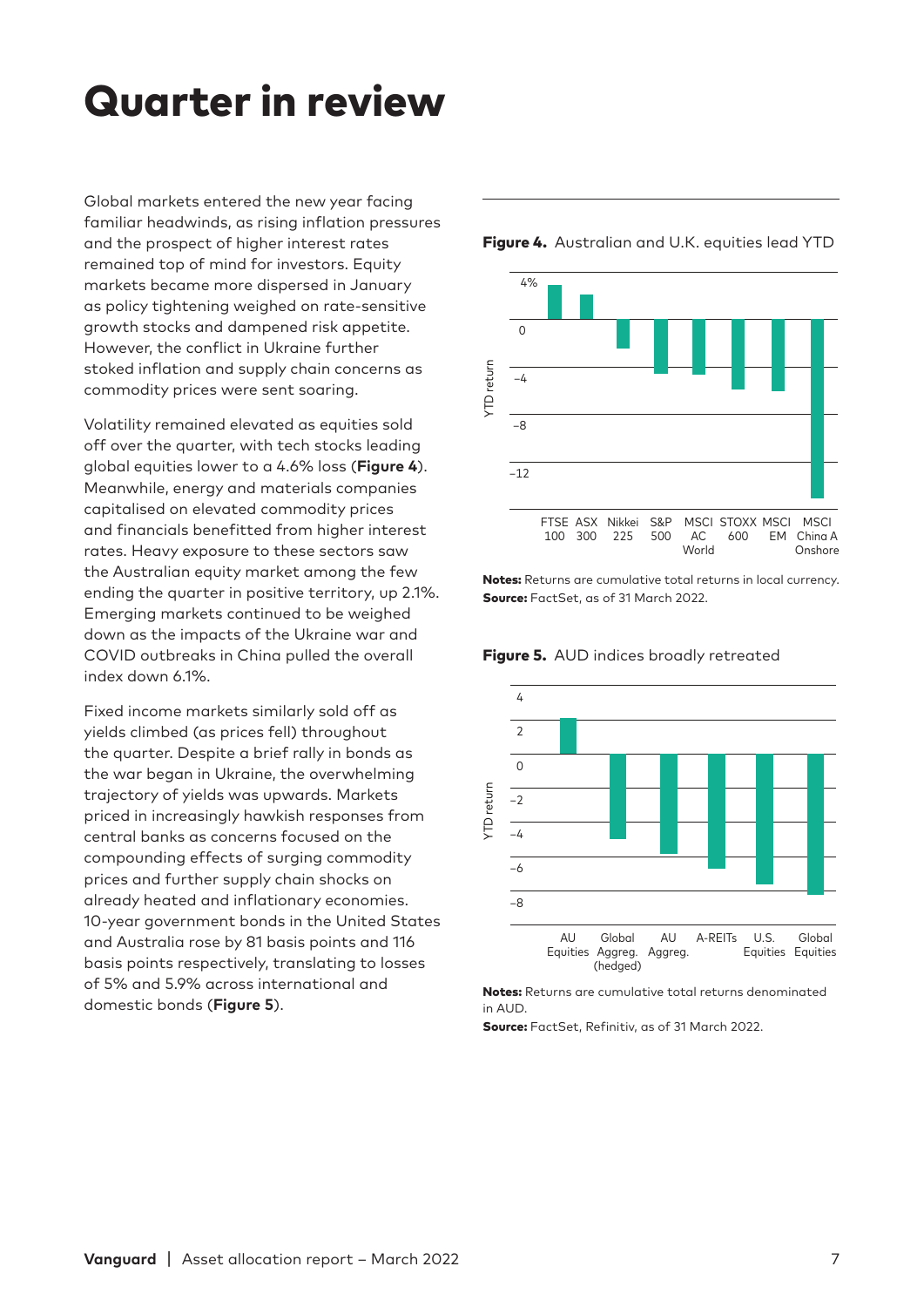# Quarter in review

Global markets entered the new year facing familiar headwinds, as rising inflation pressures and the prospect of higher interest rates remained top of mind for investors. Equity markets became more dispersed in January as policy tightening weighed on rate-sensitive growth stocks and dampened risk appetite. However, the conflict in Ukraine further stoked inflation and supply chain concerns as commodity prices were sent soaring.

Volatility remained elevated as equities sold off over the quarter, with tech stocks leading global equities lower to a 4.6% loss (**Figure 4**). Meanwhile, energy and materials companies capitalised on elevated commodity prices and financials benefitted from higher interest rates. Heavy exposure to these sectors saw the Australian equity market among the few ending the quarter in positive territory, up 2.1%. Emerging markets continued to be weighed down as the impacts of the Ukraine war and COVID outbreaks in China pulled the overall index down 6.1%.

Fixed income markets similarly sold off as yields climbed (as prices fell) throughout the quarter. Despite a brief rally in bonds as the war began in Ukraine, the overwhelming trajectory of yields was upwards. Markets priced in increasingly hawkish responses from central banks as concerns focused on the compounding effects of surging commodity prices and further supply chain shocks on already heated and inflationary economies. 10-year government bonds in the United States and Australia rose by 81 basis points and 116 basis points respectively, translating to losses of 5% and 5.9% across international and domestic bonds (**Figure 5**).

**Figure 4.** Australian and U.K. equities lead YTD

**Notes:** Returns are cumulative total returns in local currency.
**Source:** FactSet, as of 31 March 2022.

**Figure 5.** AUD indices broadly retreated

**Notes:** Returns are cumulative total returns denominated in AUD.
**Source:** FactSet, Refinitiv, as of 31 March 2022.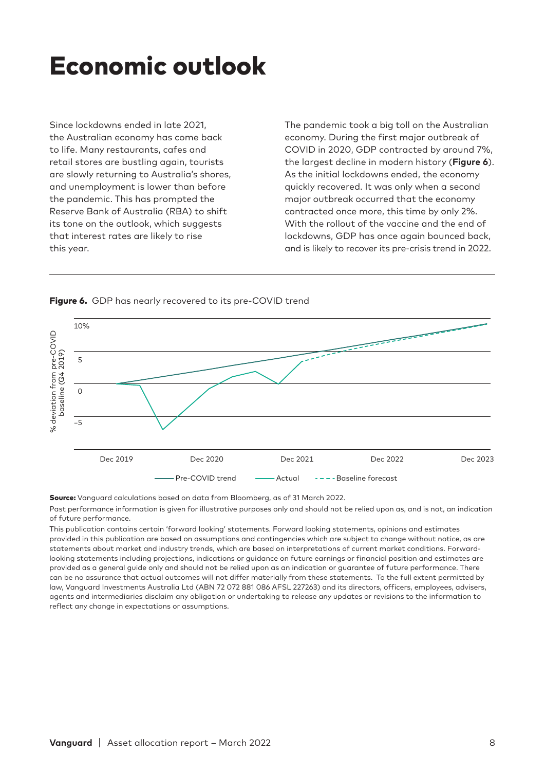# Economic outlook

Since lockdowns ended in late 2021, the Australian economy has come back to life. Many restaurants, cafes and retail stores are bustling again, tourists are slowly returning to Australia's shores, and unemployment is lower than before the pandemic. This has prompted the Reserve Bank of Australia (RBA) to shift its tone on the outlook, which suggests that interest rates are likely to rise this year.

The pandemic took a big toll on the Australian economy. During the first major outbreak of COVID in 2020, GDP contracted by around 7%, the largest decline in modern history (**Figure 6**). As the initial lockdowns ended, the economy quickly recovered. It was only when a second major outbreak occurred that the economy contracted once more, this time by only 2%. With the rollout of the vaccine and the end of lockdowns, GDP has once again bounced back, and is likely to recover its pre-crisis trend in 2022.

**Figure 6.** GDP has nearly recovered to its pre-COVID trend

**Source:** Vanguard calculations based on data from Bloomberg, as of 31 March 2022.

Past performance information is given for illustrative purposes only and should not be relied upon as, and is not, an indication of future performance.

This publication contains certain 'forward looking' statements. Forward looking statements, opinions and estimates provided in this publication are based on assumptions and contingencies which are subject to change without notice, as are statements about market and industry trends, which are based on interpretations of current market conditions. Forward-looking statements including projections, indications or guidance on future earnings or financial position and estimates are provided as a general guide only and should not be relied upon as an indication or guarantee of future performance. There can be no assurance that actual outcomes will not differ materially from these statements. To the full extent permitted by law, Vanguard Investments Australia Ltd (ABN 72 072 881 086 AFSL 227263) and its directors, officers, employees, advisers, agents and intermediaries disclaim any obligation or undertaking to release any updates or revisions to the information to reflect any change in expectations or assumptions.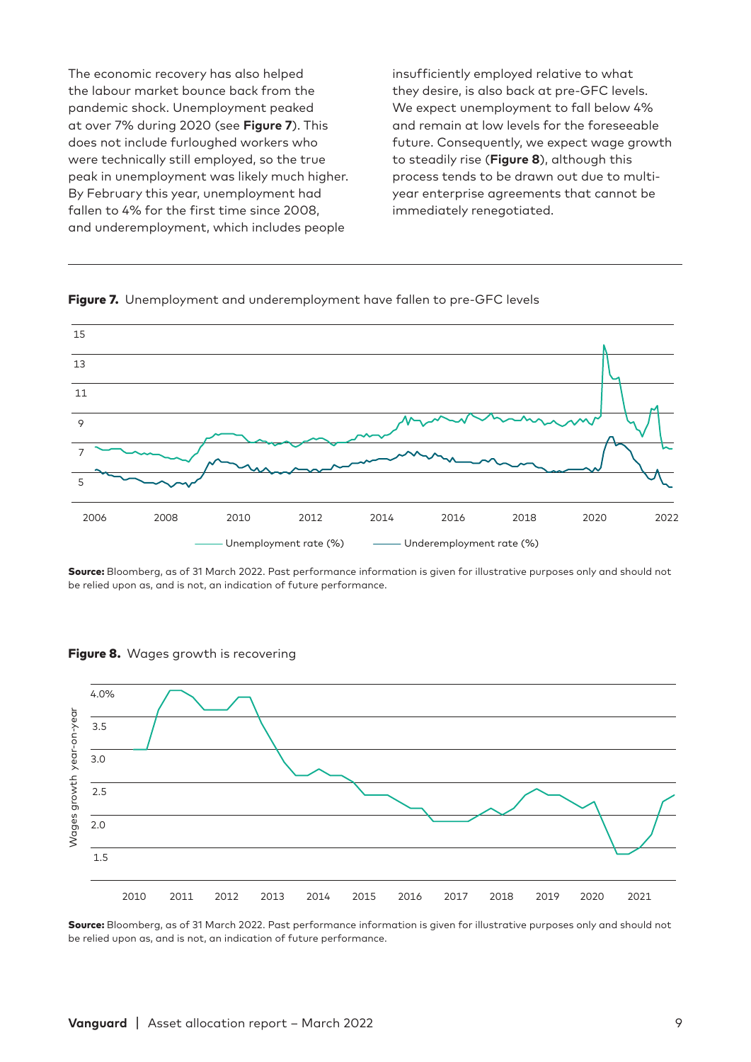The economic recovery has also helped the labour market bounce back from the pandemic shock. Unemployment peaked at over 7% during 2020 (see **Figure 7**). This does not include furloughed workers who were technically still employed, so the true peak in unemployment was likely much higher. By February this year, unemployment had fallen to 4% for the first time since 2008, and underemployment, which includes people insufficiently employed relative to what they desire, is also back at pre-GFC levels. We expect unemployment to fall below 4% and remain at low levels for the foreseeable future. Consequently, we expect wage growth to steadily rise (**Figure 8**), although this process tends to be drawn out due to multi-year enterprise agreements that cannot be immediately renegotiated.

**Figure 7.** Unemployment and underemployment have fallen to pre-GFC levels

**Source:** Bloomberg, as of 31 March 2022. Past performance information is given for illustrative purposes only and should not be relied upon as, and is not, an indication of future performance.

**Figure 8.** Wages growth is recovering

**Source:** Bloomberg, as of 31 March 2022. Past performance information is given for illustrative purposes only and should not be relied upon as, and is not, an indication of future performance.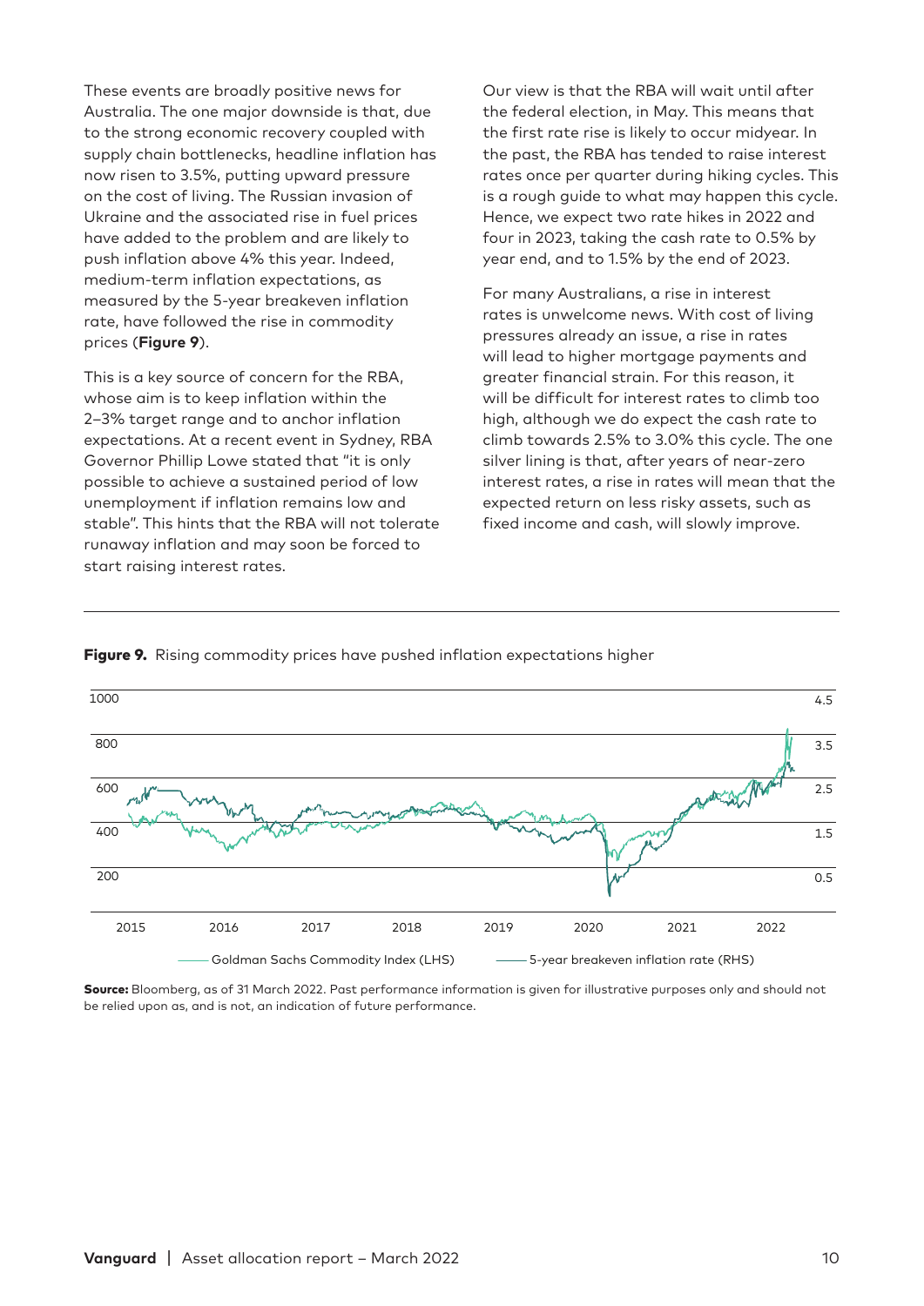These events are broadly positive news for Australia. The one major downside is that, due to the strong economic recovery coupled with supply chain bottlenecks, headline inflation has now risen to 3.5%, putting upward pressure on the cost of living. The Russian invasion of Ukraine and the associated rise in fuel prices have added to the problem and are likely to push inflation above 4% this year. Indeed, medium-term inflation expectations, as measured by the 5-year breakeven inflation rate, have followed the rise in commodity prices (**Figure 9**).

This is a key source of concern for the RBA, whose aim is to keep inflation within the 2–3% target range and to anchor inflation expectations. At a recent event in Sydney, RBA Governor Phillip Lowe stated that "it is only possible to achieve a sustained period of low unemployment if inflation remains low and stable". This hints that the RBA will not tolerate runaway inflation and may soon be forced to start raising interest rates.

Our view is that the RBA will wait until after the federal election, in May. This means that the first rate rise is likely to occur midyear. In the past, the RBA has tended to raise interest rates once per quarter during hiking cycles. This is a rough guide to what may happen this cycle. Hence, we expect two rate hikes in 2022 and four in 2023, taking the cash rate to 0.5% by year end, and to 1.5% by the end of 2023.

For many Australians, a rise in interest rates is unwelcome news. With cost of living pressures already an issue, a rise in rates will lead to higher mortgage payments and greater financial strain. For this reason, it will be difficult for interest rates to climb too high, although we do expect the cash rate to climb towards 2.5% to 3.0% this cycle. The one silver lining is that, after years of near-zero interest rates, a rise in rates will mean that the expected return on less risky assets, such as fixed income and cash, will slowly improve.

**Figure 9.** Rising commodity prices have pushed inflation expectations higher

Goldman Sachs Commodity Index (LHS) — 5-year breakeven inflation rate (RHS)

**Source:** Bloomberg, as of 31 March 2022. Past performance information is given for illustrative purposes only and should not be relied upon as, and is not, an indication of future performance.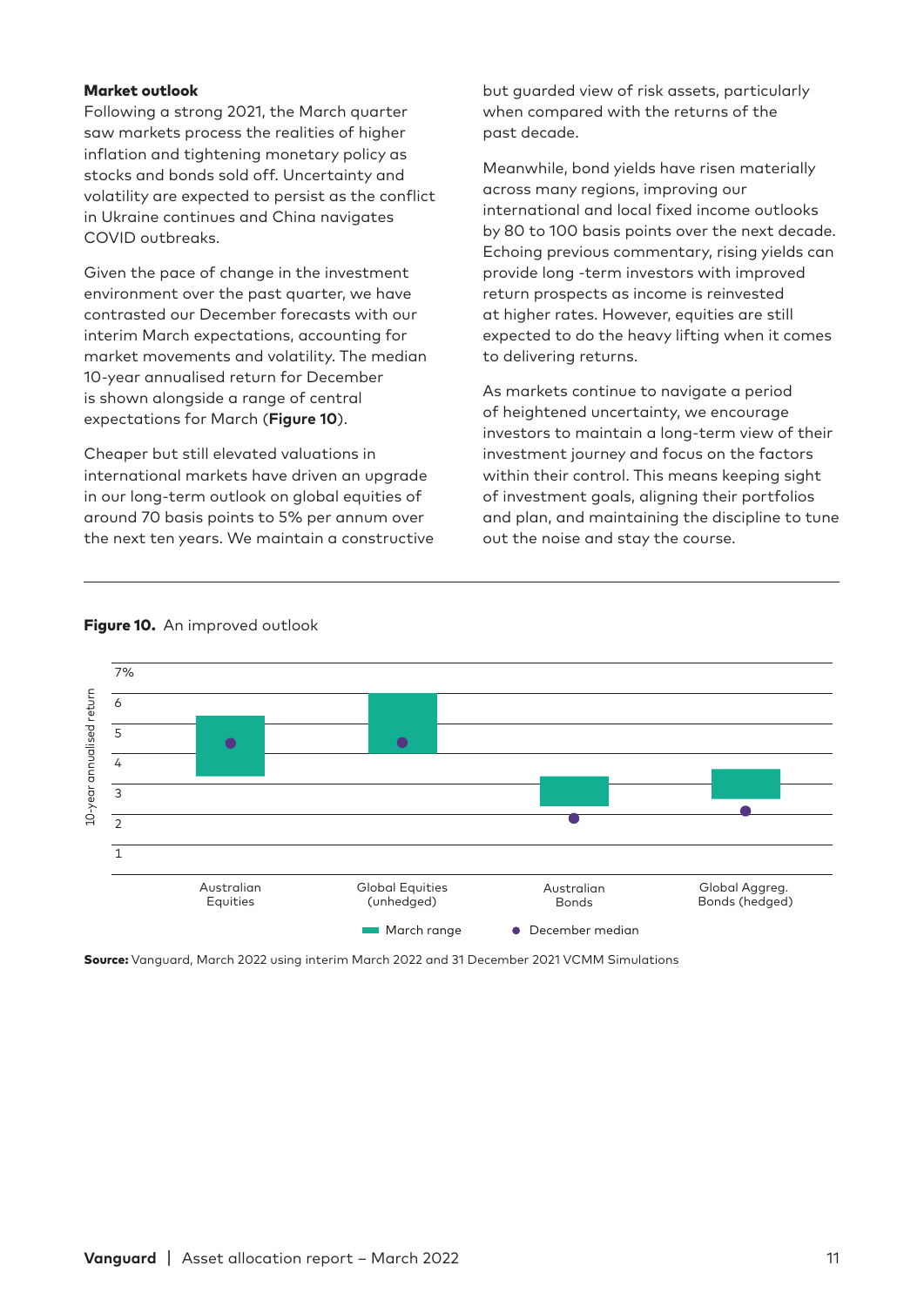### Market outlook

Following a strong 2021, the March quarter saw markets process the realities of higher inflation and tightening monetary policy as stocks and bonds sold off. Uncertainty and volatility are expected to persist as the conflict in Ukraine continues and China navigates COVID outbreaks.

Given the pace of change in the investment environment over the past quarter, we have contrasted our December forecasts with our interim March expectations, accounting for market movements and volatility. The median 10-year annualised return for December is shown alongside a range of central expectations for March (**Figure 10**).

Cheaper but still elevated valuations in international markets have driven an upgrade in our long-term outlook on global equities of around 70 basis points to 5% per annum over the next ten years. We maintain a constructive but guarded view of risk assets, particularly when compared with the returns of the past decade.

Meanwhile, bond yields have risen materially across many regions, improving our international and local fixed income outlooks by 80 to 100 basis points over the next decade. Echoing previous commentary, rising yields can provide long -term investors with improved return prospects as income is reinvested at higher rates. However, equities are still expected to do the heavy lifting when it comes to delivering returns.

As markets continue to navigate a period of heightened uncertainty, we encourage investors to maintain a long-term view of their investment journey and focus on the factors within their control. This means keeping sight of investment goals, aligning their portfolios and plan, and maintaining the discipline to tune out the noise and stay the course.

**Figure 10.** An improved outlook

**Source:** Vanguard, March 2022 using interim March 2022 and 31 December 2021 VCMM Simulations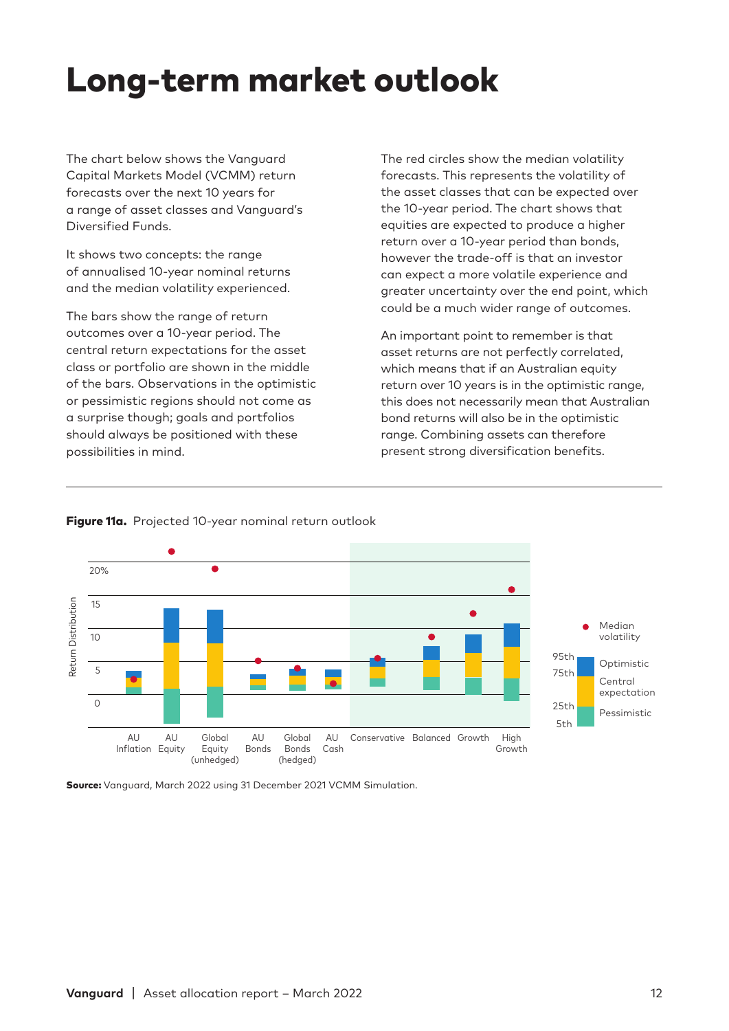# Long-term market outlook

The chart below shows the Vanguard Capital Markets Model (VCMM) return forecasts over the next 10 years for a range of asset classes and Vanguard's Diversified Funds.

It shows two concepts: the range of annualised 10-year nominal returns and the median volatility experienced.

The bars show the range of return outcomes over a 10-year period. The central return expectations for the asset class or portfolio are shown in the middle of the bars. Observations in the optimistic or pessimistic regions should not come as a surprise though; goals and portfolios should always be positioned with these possibilities in mind.

The red circles show the median volatility forecasts. This represents the volatility of the asset classes that can be expected over the 10-year period. The chart shows that equities are expected to produce a higher return over a 10-year period than bonds, however the trade-off is that an investor can expect a more volatile experience and greater uncertainty over the end point, which could be a much wider range of outcomes.

An important point to remember is that asset returns are not perfectly correlated, which means that if an Australian equity return over 10 years is in the optimistic range, this does not necessarily mean that Australian bond returns will also be in the optimistic range. Combining assets can therefore present strong diversification benefits.

**Figure 11a.** Projected 10-year nominal return outlook

**Source:** Vanguard, March 2022 using 31 December 2021 VCMM Simulation.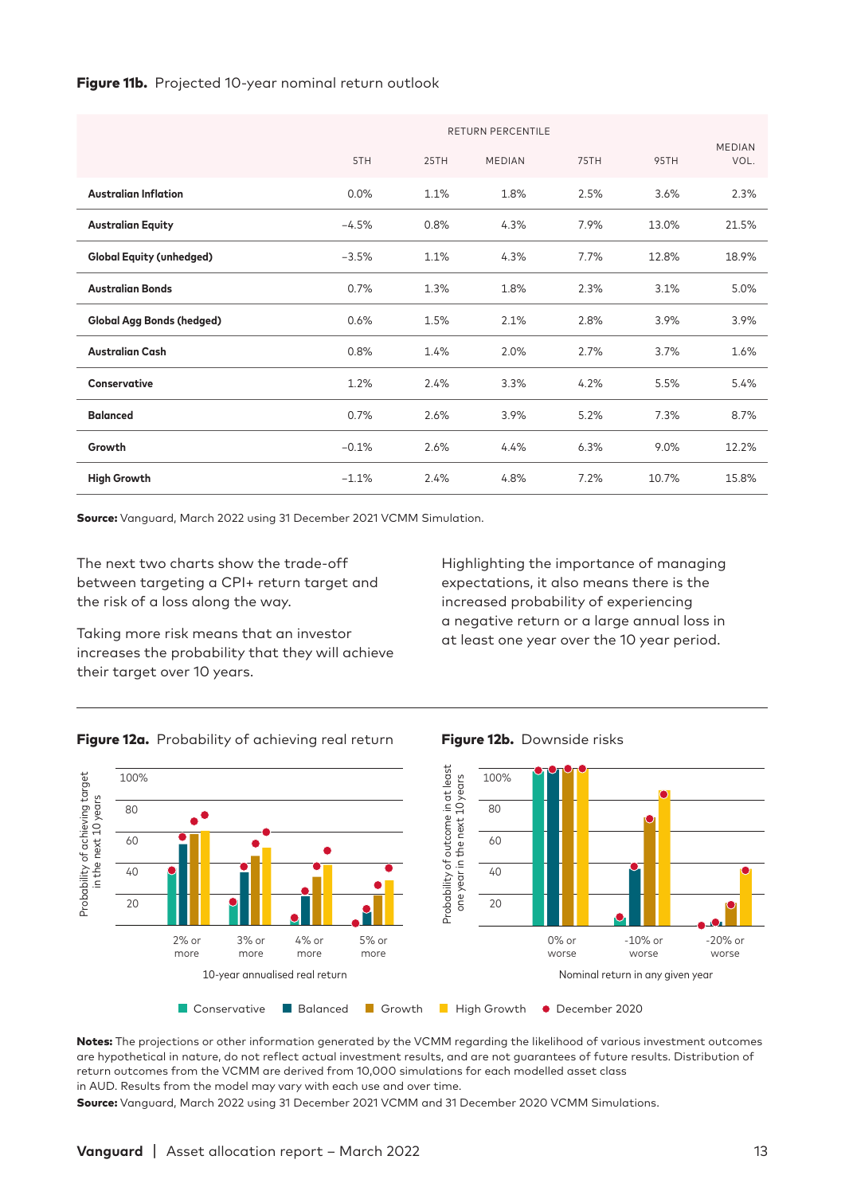**Figure 11b.** Projected 10-year nominal return outlook

| | RETURN PERCENTILE | | | | | |
|---|---|---|---|---|---|---|
| | 5TH | 25TH | MEDIAN | 75TH | 95TH | MEDIAN VOL. |
| **Australian Inflation** | 0.0% | 1.1% | 1.8% | 2.5% | 3.6% | 2.3% |
| **Australian Equity** | −4.5% | 0.8% | 4.3% | 7.9% | 13.0% | 21.5% |
| **Global Equity (unhedged)** | −3.5% | 1.1% | 4.3% | 7.7% | 12.8% | 18.9% |
| **Australian Bonds** | 0.7% | 1.3% | 1.8% | 2.3% | 3.1% | 5.0% |
| **Global Agg Bonds (hedged)** | 0.6% | 1.5% | 2.1% | 2.8% | 3.9% | 3.9% |
| **Australian Cash** | 0.8% | 1.4% | 2.0% | 2.7% | 3.7% | 1.6% |
| **Conservative** | 1.2% | 2.4% | 3.3% | 4.2% | 5.5% | 5.4% |
| **Balanced** | 0.7% | 2.6% | 3.9% | 5.2% | 7.3% | 8.7% |
| **Growth** | −0.1% | 2.6% | 4.4% | 6.3% | 9.0% | 12.2% |
| **High Growth** | −1.1% | 2.4% | 4.8% | 7.2% | 10.7% | 15.8% |

**Source:** Vanguard, March 2022 using 31 December 2021 VCMM Simulation.

The next two charts show the trade-off between targeting a CPI+ return target and the risk of a loss along the way.

Taking more risk means that an investor increases the probability that they will achieve their target over 10 years.

Highlighting the importance of managing expectations, it also means there is the increased probability of experiencing a negative return or a large annual loss in at least one year over the 10 year period.

**Figure 12a.** Probability of achieving real return

**Figure 12b.** Downside risks

**Notes:** The projections or other information generated by the VCMM regarding the likelihood of various investment outcomes are hypothetical in nature, do not reflect actual investment results, and are not guarantees of future results. Distribution of return outcomes from the VCMM are derived from 10,000 simulations for each modelled asset class in AUD. Results from the model may vary with each use and over time.

**Source:** Vanguard, March 2022 using 31 December 2021 VCMM and 31 December 2020 VCMM Simulations.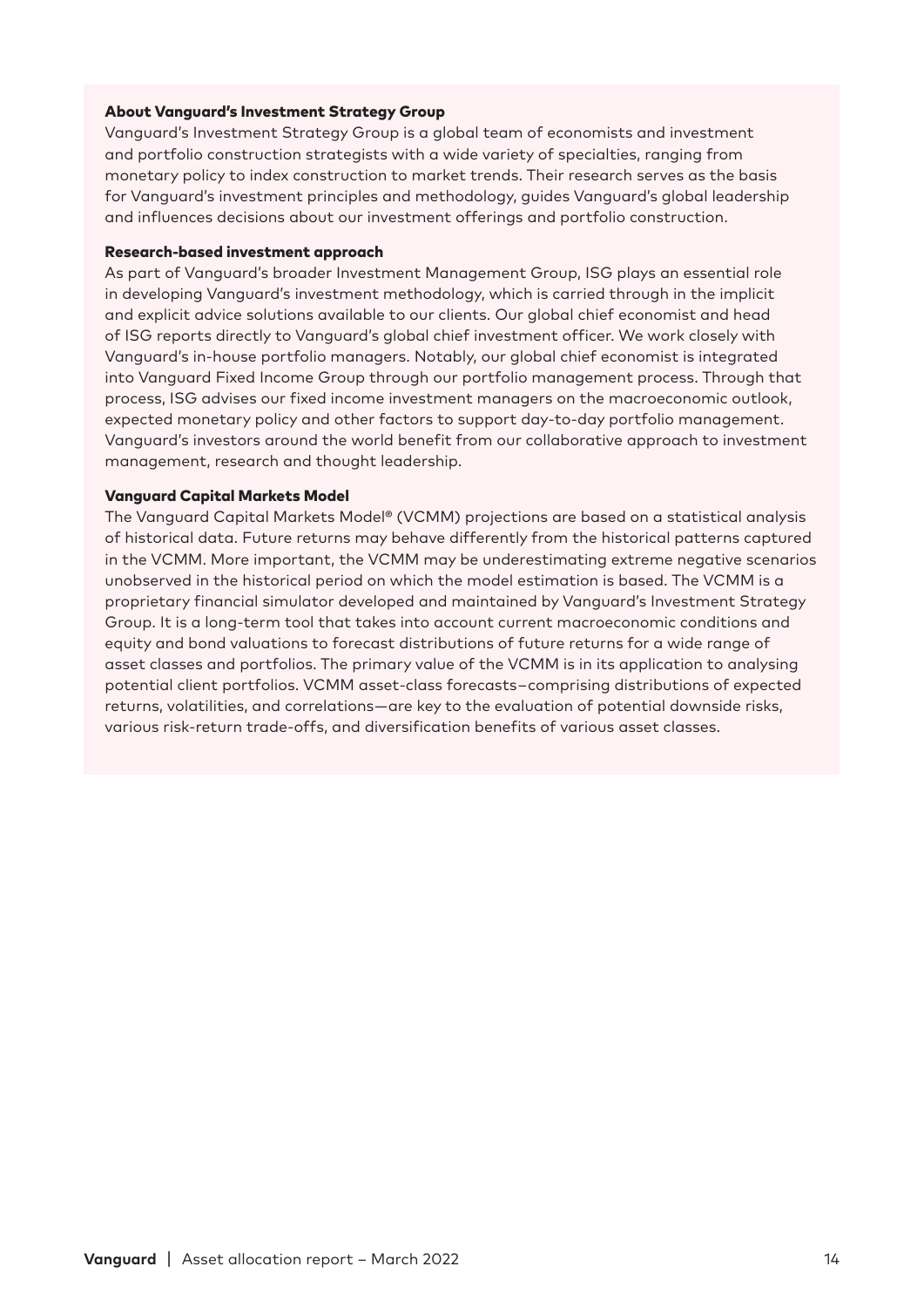### About Vanguard's Investment Strategy Group

Vanguard's Investment Strategy Group is a global team of economists and investment and portfolio construction strategists with a wide variety of specialties, ranging from monetary policy to index construction to market trends. Their research serves as the basis for Vanguard's investment principles and methodology, guides Vanguard's global leadership and influences decisions about our investment offerings and portfolio construction.

### Research-based investment approach

As part of Vanguard's broader Investment Management Group, ISG plays an essential role in developing Vanguard's investment methodology, which is carried through in the implicit and explicit advice solutions available to our clients. Our global chief economist and head of ISG reports directly to Vanguard's global chief investment officer. We work closely with Vanguard's in-house portfolio managers. Notably, our global chief economist is integrated into Vanguard Fixed Income Group through our portfolio management process. Through that process, ISG advises our fixed income investment managers on the macroeconomic outlook, expected monetary policy and other factors to support day-to-day portfolio management. Vanguard's investors around the world benefit from our collaborative approach to investment management, research and thought leadership.

### Vanguard Capital Markets Model

The Vanguard Capital Markets Model® (VCMM) projections are based on a statistical analysis of historical data. Future returns may behave differently from the historical patterns captured in the VCMM. More important, the VCMM may be underestimating extreme negative scenarios unobserved in the historical period on which the model estimation is based. The VCMM is a proprietary financial simulator developed and maintained by Vanguard's Investment Strategy Group. It is a long-term tool that takes into account current macroeconomic conditions and equity and bond valuations to forecast distributions of future returns for a wide range of asset classes and portfolios. The primary value of the VCMM is in its application to analysing potential client portfolios. VCMM asset-class forecasts–comprising distributions of expected returns, volatilities, and correlations—are key to the evaluation of potential downside risks, various risk-return trade-offs, and diversification benefits of various asset classes.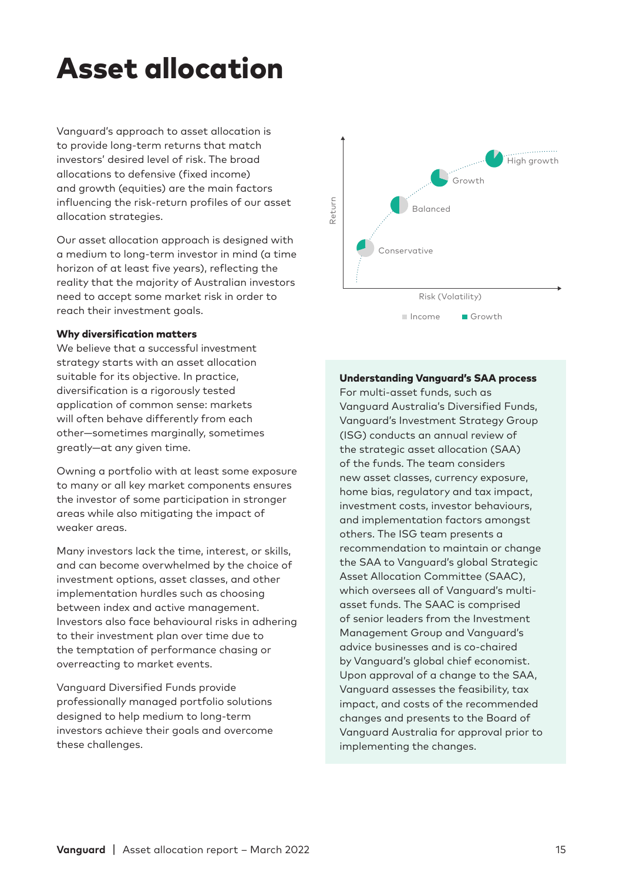# Asset allocation

Vanguard's approach to asset allocation is to provide long-term returns that match investors' desired level of risk. The broad allocations to defensive (fixed income) and growth (equities) are the main factors influencing the risk-return profiles of our asset allocation strategies.

Our asset allocation approach is designed with a medium to long-term investor in mind (a time horizon of at least five years), reflecting the reality that the majority of Australian investors need to accept some market risk in order to reach their investment goals.

**Why diversification matters**

We believe that a successful investment strategy starts with an asset allocation suitable for its objective. In practice, diversification is a rigorously tested application of common sense: markets will often behave differently from each other—sometimes marginally, sometimes greatly—at any given time.

Owning a portfolio with at least some exposure to many or all key market components ensures the investor of some participation in stronger areas while also mitigating the impact of weaker areas.

Many investors lack the time, interest, or skills, and can become overwhelmed by the choice of investment options, asset classes, and other implementation hurdles such as choosing between index and active management. Investors also face behavioural risks in adhering to their investment plan over time due to the temptation of performance chasing or overreacting to market events.

Vanguard Diversified Funds provide professionally managed portfolio solutions designed to help medium to long-term investors achieve their goals and overcome these challenges.

Return

High growth

Growth

Balanced

Conservative

Risk (Volatility)

Income Growth

**Understanding Vanguard's SAA process**

For multi-asset funds, such as Vanguard Australia's Diversified Funds, Vanguard's Investment Strategy Group (ISG) conducts an annual review of the strategic asset allocation (SAA) of the funds. The team considers new asset classes, currency exposure, home bias, regulatory and tax impact, investment costs, investor behaviours, and implementation factors amongst others. The ISG team presents a recommendation to maintain or change the SAA to Vanguard's global Strategic Asset Allocation Committee (SAAC), which oversees all of Vanguard's multi-asset funds. The SAAC is comprised of senior leaders from the Investment Management Group and Vanguard's advice businesses and is co-chaired by Vanguard's global chief economist. Upon approval of a change to the SAA, Vanguard assesses the feasibility, tax impact, and costs of the recommended changes and presents to the Board of Vanguard Australia for approval prior to implementing the changes.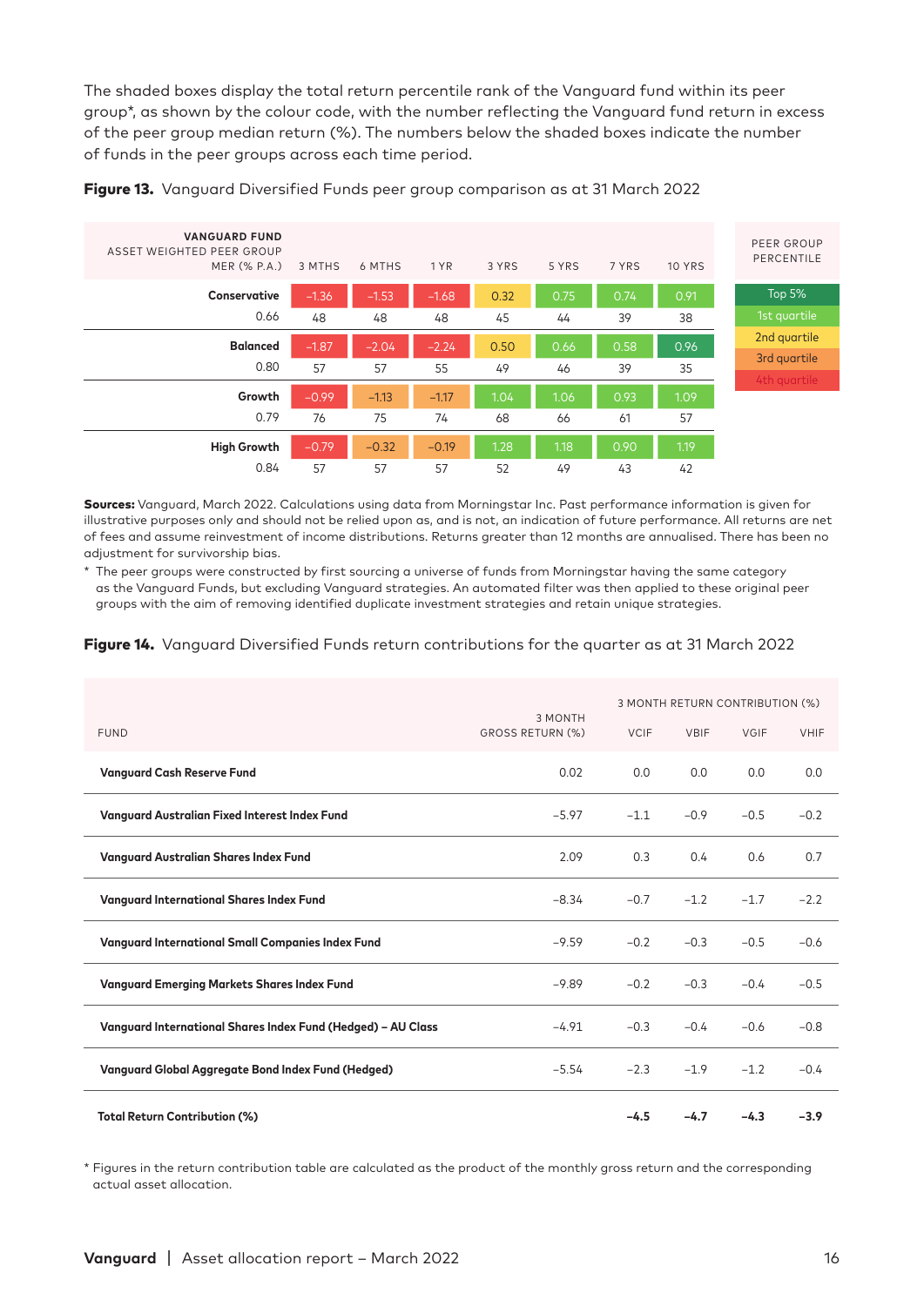The shaded boxes display the total return percentile rank of the Vanguard fund within its peer group*, as shown by the colour code, with the number reflecting the Vanguard fund return in excess of the peer group median return (%). The numbers below the shaded boxes indicate the number of funds in the peer groups across each time period.

**Figure 13.** Vanguard Diversified Funds peer group comparison as at 31 March 2022

| VANGUARD FUND / ASSET WEIGHTED PEER GROUP MER (% P.A.) | 3 MTHS | 6 MTHS | 1 YR | 3 YRS | 5 YRS | 7 YRS | 10 YRS |
|---|---|---|---|---|---|---|---|
| **Conservative** | −1.36 | −1.53 | −1.68 | 0.32 | 0.75 | 0.74 | 0.91 |
| 0.66 | 48 | 48 | 48 | 45 | 44 | 39 | 38 |
| **Balanced** | −1.87 | −2.04 | −2.24 | 0.50 | 0.66 | 0.58 | 0.96 |
| 0.80 | 57 | 57 | 55 | 49 | 46 | 39 | 35 |
| **Growth** | −0.99 | −1.13 | −1.17 | 1.04 | 1.06 | 0.93 | 1.09 |
| 0.79 | 76 | 75 | 74 | 68 | 66 | 61 | 57 |
| **High Growth** | −0.79 | −0.32 | −0.19 | 1.28 | 1.18 | 0.90 | 1.19 |
| 0.84 | 57 | 57 | 57 | 52 | 49 | 43 | 42 |

| PEER GROUP PERCENTILE |
|---|
| Top 5% |
| 1st quartile |
| 2nd quartile |
| 3rd quartile |
| 4th quartile |

**Sources:** Vanguard, March 2022. Calculations using data from Morningstar Inc. Past performance information is given for illustrative purposes only and should not be relied upon as, and is not, an indication of future performance. All returns are net of fees and assume reinvestment of income distributions. Returns greater than 12 months are annualised. There has been no adjustment for survivorship bias.

* The peer groups were constructed by first sourcing a universe of funds from Morningstar having the same category as the Vanguard Funds, but excluding Vanguard strategies. An automated filter was then applied to these original peer groups with the aim of removing identified duplicate investment strategies and retain unique strategies.

**Figure 14.** Vanguard Diversified Funds return contributions for the quarter as at 31 March 2022

| FUND | 3 MONTH GROSS RETURN (%) | 3 MONTH RETURN CONTRIBUTION (%) | | | |
|---|---|---|---|---|---|
| | | VCIF | VBIF | VGIF | VHIF |
| **Vanguard Cash Reserve Fund** | 0.02 | 0.0 | 0.0 | 0.0 | 0.0 |
| **Vanguard Australian Fixed Interest Index Fund** | −5.97 | −1.1 | −0.9 | −0.5 | −0.2 |
| **Vanguard Australian Shares Index Fund** | 2.09 | 0.3 | 0.4 | 0.6 | 0.7 |
| **Vanguard International Shares Index Fund** | −8.34 | −0.7 | −1.2 | −1.7 | −2.2 |
| **Vanguard International Small Companies Index Fund** | −9.59 | −0.2 | −0.3 | −0.5 | −0.6 |
| **Vanguard Emerging Markets Shares Index Fund** | −9.89 | −0.2 | −0.3 | −0.4 | −0.5 |
| **Vanguard International Shares Index Fund (Hedged) – AU Class** | −4.91 | −0.3 | −0.4 | −0.6 | −0.8 |
| **Vanguard Global Aggregate Bond Index Fund (Hedged)** | −5.54 | −2.3 | −1.9 | −1.2 | −0.4 |
| **Total Return Contribution (%)** | | **−4.5** | **−4.7** | **−4.3** | **−3.9** |

* Figures in the return contribution table are calculated as the product of the monthly gross return and the corresponding actual asset allocation.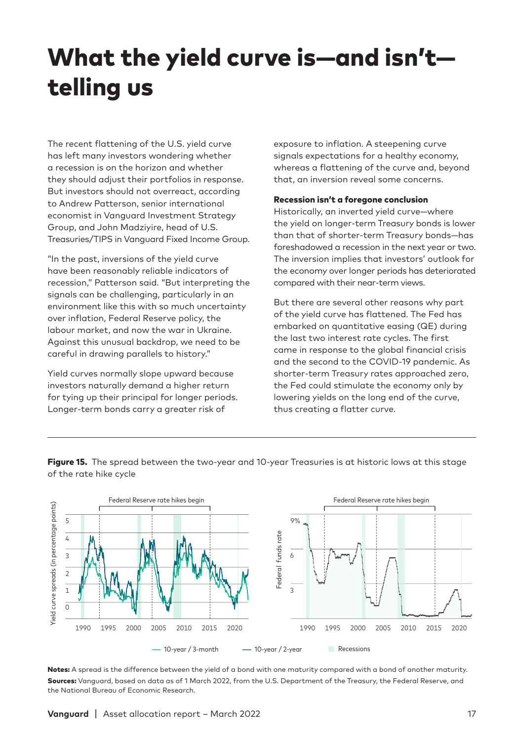# What the yield curve is—and isn't—telling us

The recent flattening of the U.S. yield curve has left many investors wondering whether a recession is on the horizon and whether they should adjust their portfolios in response. But investors should not overreact, according to Andrew Patterson, senior international economist in Vanguard Investment Strategy Group, and John Madziyire, head of U.S. Treasuries/TIPS in Vanguard Fixed Income Group.

"In the past, inversions of the yield curve have been reasonably reliable indicators of recession," Patterson said. "But interpreting the signals can be challenging, particularly in an environment like this with so much uncertainty over inflation, Federal Reserve policy, the labour market, and now the war in Ukraine. Against this unusual backdrop, we need to be careful in drawing parallels to history."

Yield curves normally slope upward because investors naturally demand a higher return for tying up their principal for longer periods. Longer-term bonds carry a greater risk of exposure to inflation. A steepening curve signals expectations for a healthy economy, whereas a flattening of the curve and, beyond that, an inversion reveal some concerns.

**Recession isn't a foregone conclusion**

Historically, an inverted yield curve—where the yield on longer-term Treasury bonds is lower than that of shorter-term Treasury bonds—has foreshadowed a recession in the next year or two. The inversion implies that investors' outlook for the economy over longer periods has deteriorated compared with their near-term views.

But there are several other reasons why part of the yield curve has flattened. The Fed has embarked on quantitative easing (QE) during the last two interest rate cycles. The first came in response to the global financial crisis and the second to the COVID-19 pandemic. As shorter-term Treasury rates approached zero, the Fed could stimulate the economy only by lowering yields on the long end of the curve, thus creating a flatter curve.

**Figure 15.** The spread between the two-year and 10-year Treasuries is at historic lows at this stage of the rate hike cycle

**Notes:** A spread is the difference between the yield of a bond with one maturity compared with a bond of another maturity.

**Sources:** Vanguard, based on data as of 1 March 2022, from the U.S. Department of the Treasury, the Federal Reserve, and the National Bureau of Economic Research.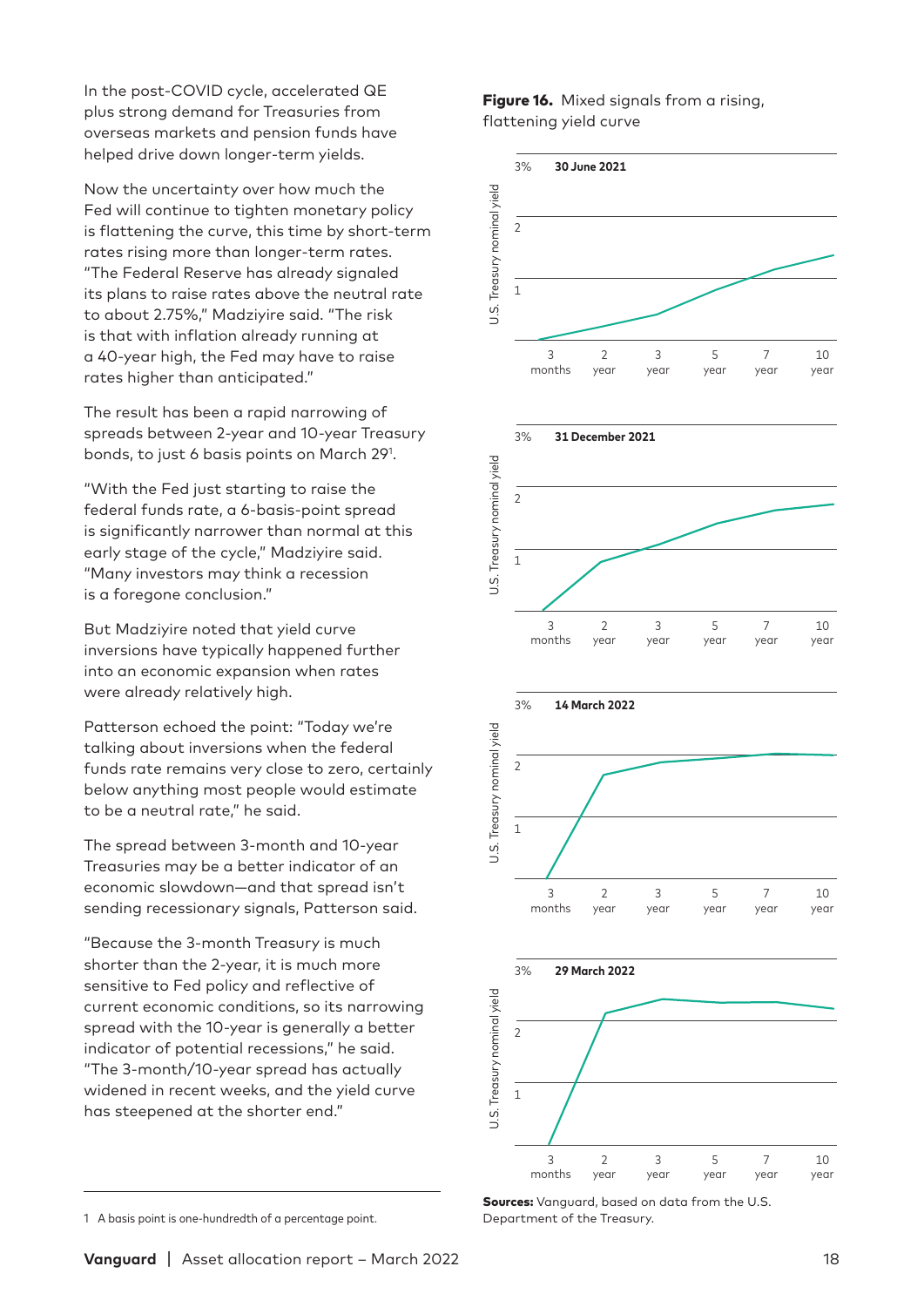In the post-COVID cycle, accelerated QE plus strong demand for Treasuries from overseas markets and pension funds have helped drive down longer-term yields.

Now the uncertainty over how much the Fed will continue to tighten monetary policy is flattening the curve, this time by short-term rates rising more than longer-term rates. "The Federal Reserve has already signaled its plans to raise rates above the neutral rate to about 2.75%," Madziyire said. "The risk is that with inflation already running at a 40-year high, the Fed may have to raise rates higher than anticipated."

The result has been a rapid narrowing of spreads between 2-year and 10-year Treasury bonds, to just 6 basis points on March 29[1].

"With the Fed just starting to raise the federal funds rate, a 6-basis-point spread is significantly narrower than normal at this early stage of the cycle," Madziyire said. "Many investors may think a recession is a foregone conclusion."

But Madziyire noted that yield curve inversions have typically happened further into an economic expansion when rates were already relatively high.

Patterson echoed the point: "Today we're talking about inversions when the federal funds rate remains very close to zero, certainly below anything most people would estimate to be a neutral rate," he said.

The spread between 3-month and 10-year Treasuries may be a better indicator of an economic slowdown—and that spread isn't sending recessionary signals, Patterson said.

"Because the 3-month Treasury is much shorter than the 2-year, it is much more sensitive to Fed policy and reflective of current economic conditions, so its narrowing spread with the 10-year is generally a better indicator of potential recessions," he said. "The 3-month/10-year spread has actually widened in recent weeks, and the yield curve has steepened at the shorter end."

1 A basis point is one-hundredth of a percentage point.

**Figure 16.** Mixed signals from a rising, flattening yield curve

**Sources:** Vanguard, based on data from the U.S. Department of the Treasury.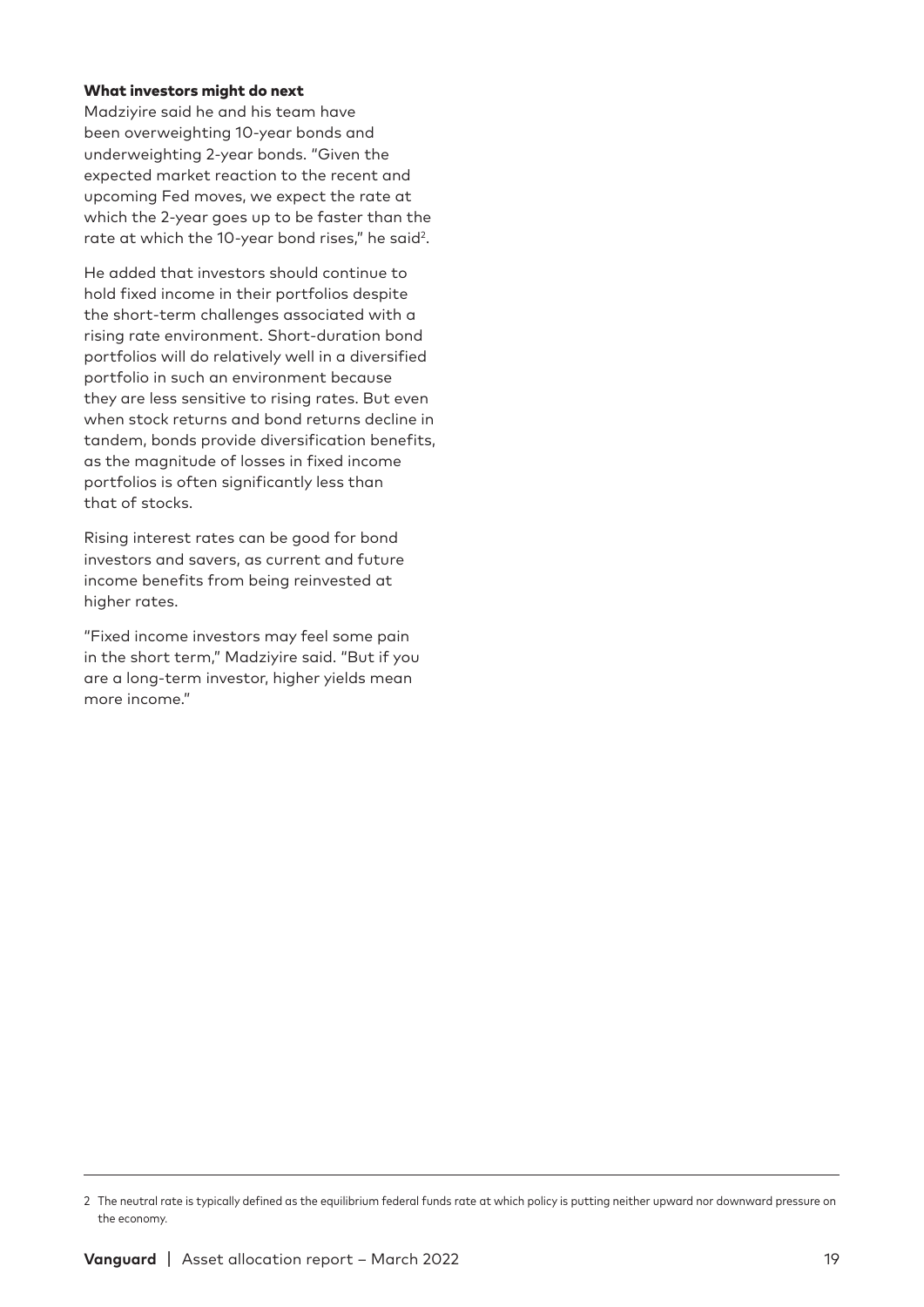### What investors might do next

Madziyire said he and his team have been overweighting 10-year bonds and underweighting 2-year bonds. "Given the expected market reaction to the recent and upcoming Fed moves, we expect the rate at which the 2-year goes up to be faster than the rate at which the 10-year bond rises," he said[2].

He added that investors should continue to hold fixed income in their portfolios despite the short-term challenges associated with a rising rate environment. Short-duration bond portfolios will do relatively well in a diversified portfolio in such an environment because they are less sensitive to rising rates. But even when stock returns and bond returns decline in tandem, bonds provide diversification benefits, as the magnitude of losses in fixed income portfolios is often significantly less than that of stocks.

Rising interest rates can be good for bond investors and savers, as current and future income benefits from being reinvested at higher rates.

"Fixed income investors may feel some pain in the short term," Madziyire said. "But if you are a long-term investor, higher yields mean more income."

---

2 The neutral rate is typically defined as the equilibrium federal funds rate at which policy is putting neither upward nor downward pressure on the economy.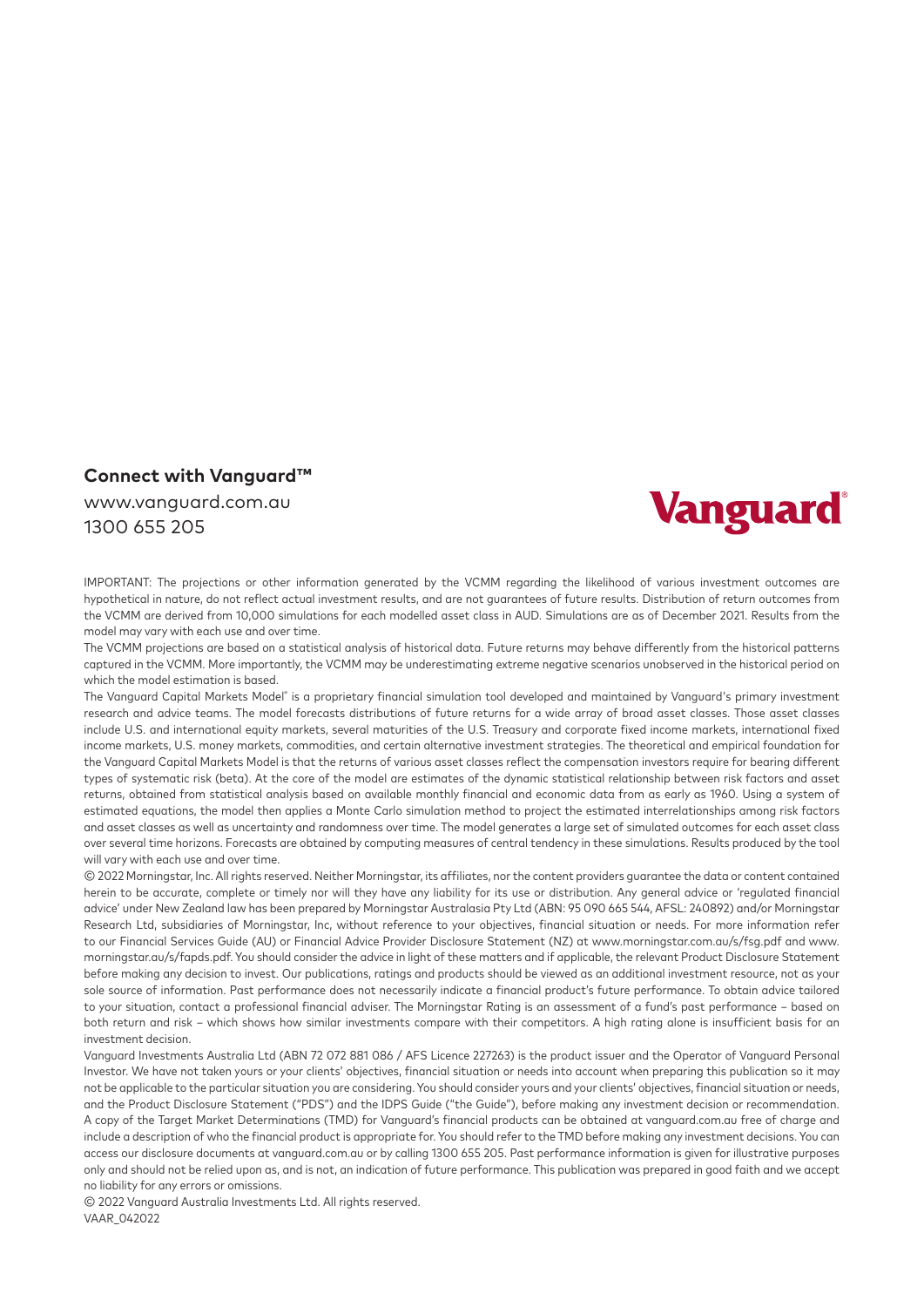**Connect with Vanguard™**

www.vanguard.com.au
1300 655 205

Vanguard®

IMPORTANT: The projections or other information generated by the VCMM regarding the likelihood of various investment outcomes are hypothetical in nature, do not reflect actual investment results, and are not guarantees of future results. Distribution of return outcomes from the VCMM are derived from 10,000 simulations for each modelled asset class in AUD. Simulations are as of December 2021. Results from the model may vary with each use and over time.

The VCMM projections are based on a statistical analysis of historical data. Future returns may behave differently from the historical patterns captured in the VCMM. More importantly, the VCMM may be underestimating extreme negative scenarios unobserved in the historical period on which the model estimation is based.

The Vanguard Capital Markets Model® is a proprietary financial simulation tool developed and maintained by Vanguard's primary investment research and advice teams. The model forecasts distributions of future returns for a wide array of broad asset classes. Those asset classes include U.S. and international equity markets, several maturities of the U.S. Treasury and corporate fixed income markets, international fixed income markets, U.S. money markets, commodities, and certain alternative investment strategies. The theoretical and empirical foundation for the Vanguard Capital Markets Model is that the returns of various asset classes reflect the compensation investors require for bearing different types of systematic risk (beta). At the core of the model are estimates of the dynamic statistical relationship between risk factors and asset returns, obtained from statistical analysis based on available monthly financial and economic data from as early as 1960. Using a system of estimated equations, the model then applies a Monte Carlo simulation method to project the estimated interrelationships among risk factors and asset classes as well as uncertainty and randomness over time. The model generates a large set of simulated outcomes for each asset class over several time horizons. Forecasts are obtained by computing measures of central tendency in these simulations. Results produced by the tool will vary with each use and over time.

© 2022 Morningstar, Inc. All rights reserved. Neither Morningstar, its affiliates, nor the content providers guarantee the data or content contained herein to be accurate, complete or timely nor will they have any liability for its use or distribution. Any general advice or 'regulated financial advice' under New Zealand law has been prepared by Morningstar Australasia Pty Ltd (ABN: 95 090 665 544, AFSL: 240892) and/or Morningstar Research Ltd, subsidiaries of Morningstar, Inc, without reference to your objectives, financial situation or needs. For more information refer to our Financial Services Guide (AU) or Financial Advice Provider Disclosure Statement (NZ) at www.morningstar.com.au/s/fsg.pdf and www.morningstar.au/s/fapds.pdf. You should consider the advice in light of these matters and if applicable, the relevant Product Disclosure Statement before making any decision to invest. Our publications, ratings and products should be viewed as an additional investment resource, not as your sole source of information. Past performance does not necessarily indicate a financial product's future performance. To obtain advice tailored to your situation, contact a professional financial adviser. The Morningstar Rating is an assessment of a fund's past performance – based on both return and risk – which shows how similar investments compare with their competitors. A high rating alone is insufficient basis for an investment decision.

Vanguard Investments Australia Ltd (ABN 72 072 881 086 / AFS Licence 227263) is the product issuer and the Operator of Vanguard Personal Investor. We have not taken yours or your clients' objectives, financial situation or needs into account when preparing this publication so it may not be applicable to the particular situation you are considering. You should consider yours and your clients' objectives, financial situation or needs, and the Product Disclosure Statement ("PDS") and the IDPS Guide ("the Guide"), before making any investment decision or recommendation. A copy of the Target Market Determinations (TMD) for Vanguard's financial products can be obtained at vanguard.com.au free of charge and include a description of who the financial product is appropriate for. You should refer to the TMD before making any investment decisions. You can access our disclosure documents at vanguard.com.au or by calling 1300 655 205. Past performance information is given for illustrative purposes only and should not be relied upon as, and is not, an indication of future performance. This publication was prepared in good faith and we accept no liability for any errors or omissions.

© 2022 Vanguard Australia Investments Ltd. All rights reserved.

VAAR_042022